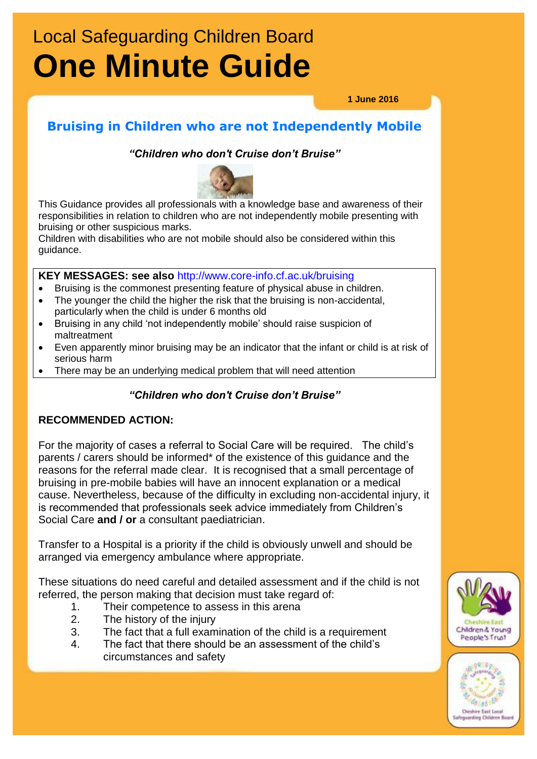# Local Safeguarding Children Board
# One Minute Guide

**1 June 2016**

## Bruising in Children who are not Independently Mobile

***"Children who don't Cruise don't Bruise"***

This Guidance provides all professionals with a knowledge base and awareness of their responsibilities in relation to children who are not independently mobile presenting with bruising or other suspicious marks.

Children with disabilities who are not mobile should also be considered within this guidance.

**KEY MESSAGES: see also** http://www.core-info.cf.ac.uk/bruising

- Bruising is the commonest presenting feature of physical abuse in children.
- The younger the child the higher the risk that the bruising is non-accidental, particularly when the child is under 6 months old
- Bruising in any child 'not independently mobile' should raise suspicion of maltreatment
- Even apparently minor bruising may be an indicator that the infant or child is at risk of serious harm
- There may be an underlying medical problem that will need attention

***"Children who don't Cruise don't Bruise"***

**RECOMMENDED ACTION:**

For the majority of cases a referral to Social Care will be required. The child's parents / carers should be informed* of the existence of this guidance and the reasons for the referral made clear. It is recognised that a small percentage of bruising in pre-mobile babies will have an innocent explanation or a medical cause. Nevertheless, because of the difficulty in excluding non-accidental injury, it is recommended that professionals seek advice immediately from Children's Social Care **and / or** a consultant paediatrician.

Transfer to a Hospital is a priority if the child is obviously unwell and should be arranged via emergency ambulance where appropriate.

These situations do need careful and detailed assessment and if the child is not referred, the person making that decision must take regard of:

1. Their competence to assess in this arena
2. The history of the injury
3. The fact that a full examination of the child is a requirement
4. The fact that there should be an assessment of the child's circumstances and safety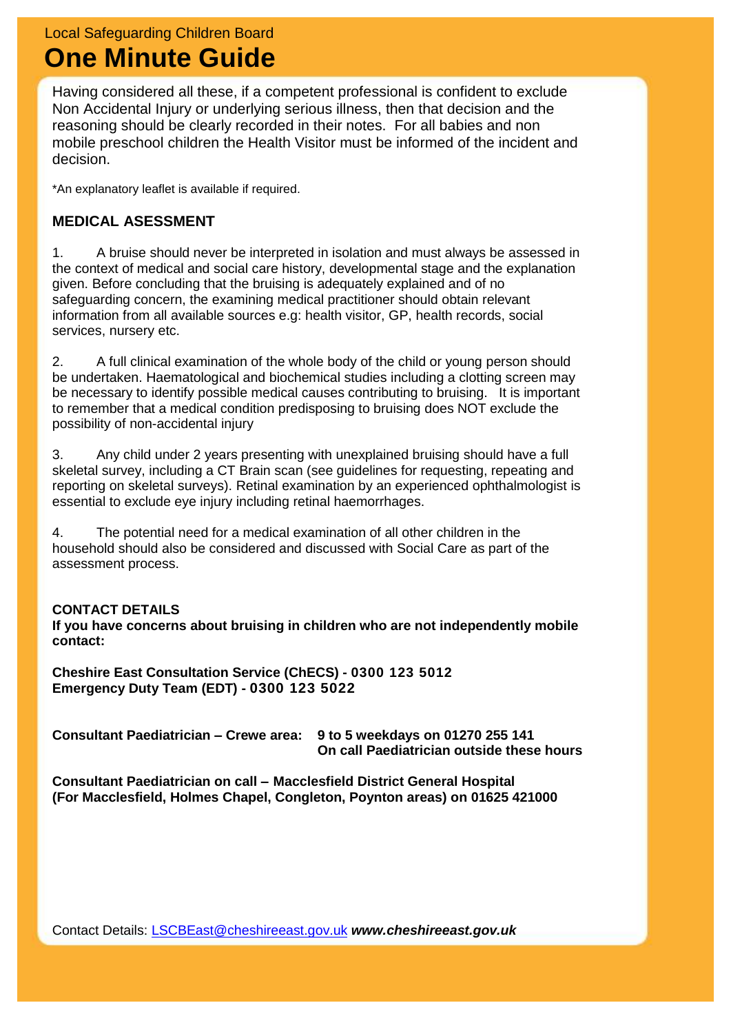Local Safeguarding Children Board

# One Minute Guide

Having considered all these, if a competent professional is confident to exclude Non Accidental Injury or underlying serious illness, then that decision and the reasoning should be clearly recorded in their notes. For all babies and non mobile preschool children the Health Visitor must be informed of the incident and decision.

*An explanatory leaflet is available if required.

## MEDICAL ASESSMENT

1. A bruise should never be interpreted in isolation and must always be assessed in the context of medical and social care history, developmental stage and the explanation given. Before concluding that the bruising is adequately explained and of no safeguarding concern, the examining medical practitioner should obtain relevant information from all available sources e.g: health visitor, GP, health records, social services, nursery etc.

2. A full clinical examination of the whole body of the child or young person should be undertaken. Haematological and biochemical studies including a clotting screen may be necessary to identify possible medical causes contributing to bruising. It is important to remember that a medical condition predisposing to bruising does NOT exclude the possibility of non-accidental injury

3. Any child under 2 years presenting with unexplained bruising should have a full skeletal survey, including a CT Brain scan (see guidelines for requesting, repeating and reporting on skeletal surveys). Retinal examination by an experienced ophthalmologist is essential to exclude eye injury including retinal haemorrhages.

4. The potential need for a medical examination of all other children in the household should also be considered and discussed with Social Care as part of the assessment process.

**CONTACT DETAILS**

**If you have concerns about bruising in children who are not independently mobile contact:**

**Cheshire East Consultation Service (ChECS) - 0300 123 5012**
**Emergency Duty Team (EDT) - 0300 123 5022**

**Consultant Paediatrician – Crewe area: 9 to 5 weekdays on 01270 255 141**
**On call Paediatrician outside these hours**

**Consultant Paediatrician on call – Macclesfield District General Hospital (For Macclesfield, Holmes Chapel, Congleton, Poynton areas) on 01625 421000**

Contact Details: LSCBEast@cheshireeast.gov.uk ***www.cheshireeast.gov.uk***